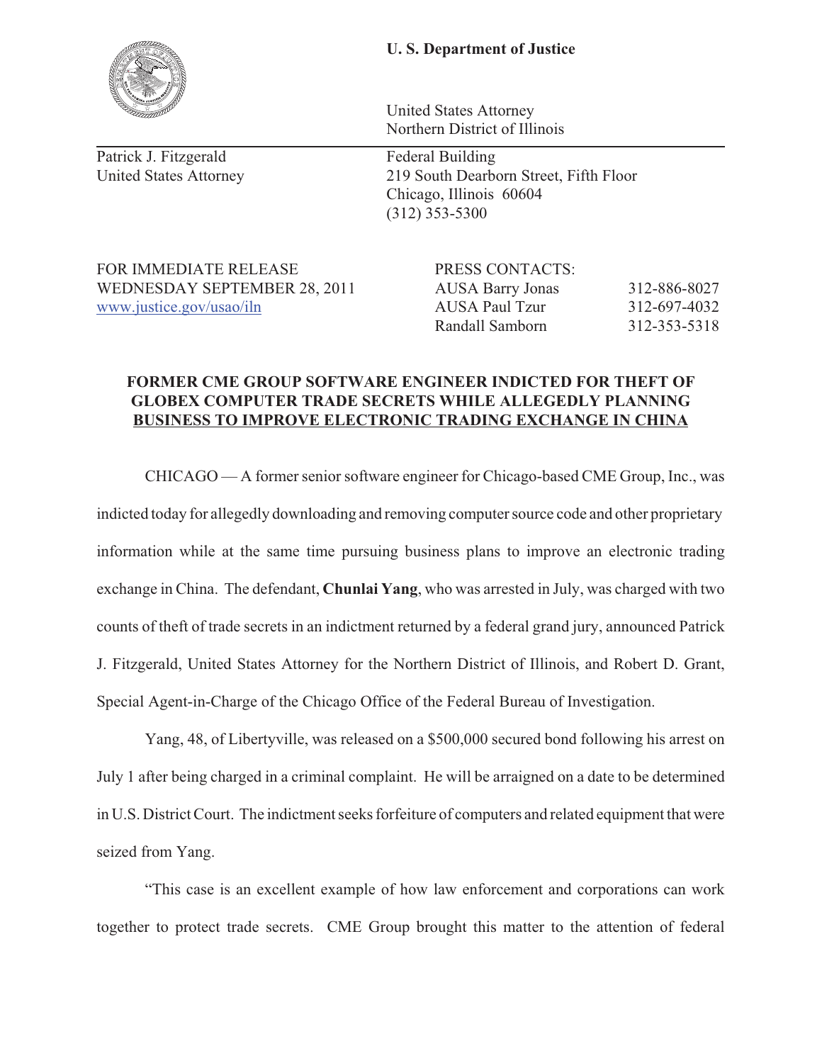**U. S. Department of Justice**

United States Attorney
Northern District of Illinois

Patrick J. Fitzgerald
United States Attorney

Federal Building
219 South Dearborn Street, Fifth Floor
Chicago, Illinois 60604
(312) 353-5300

FOR IMMEDIATE RELEASE
WEDNESDAY SEPTEMBER 28, 2011
www.justice.gov/usao/iln

PRESS CONTACTS:

| | |
|---|---|
| AUSA Barry Jonas | 312-886-8027 |
| AUSA Paul Tzur | 312-697-4032 |
| Randall Samborn | 312-353-5318 |

## FORMER CME GROUP SOFTWARE ENGINEER INDICTED FOR THEFT OF GLOBEX COMPUTER TRADE SECRETS WHILE ALLEGEDLY PLANNING BUSINESS TO IMPROVE ELECTRONIC TRADING EXCHANGE IN CHINA

CHICAGO — A former senior software engineer for Chicago-based CME Group, Inc., was indicted today for allegedly downloading and removing computer source code and other proprietary information while at the same time pursuing business plans to improve an electronic trading exchange in China. The defendant, **Chunlai Yang**, who was arrested in July, was charged with two counts of theft of trade secrets in an indictment returned by a federal grand jury, announced Patrick J. Fitzgerald, United States Attorney for the Northern District of Illinois, and Robert D. Grant, Special Agent-in-Charge of the Chicago Office of the Federal Bureau of Investigation.

Yang, 48, of Libertyville, was released on a $500,000 secured bond following his arrest on July 1 after being charged in a criminal complaint. He will be arraigned on a date to be determined in U.S. District Court. The indictment seeks forfeiture of computers and related equipment that were seized from Yang.

"This case is an excellent example of how law enforcement and corporations can work together to protect trade secrets. CME Group brought this matter to the attention of federal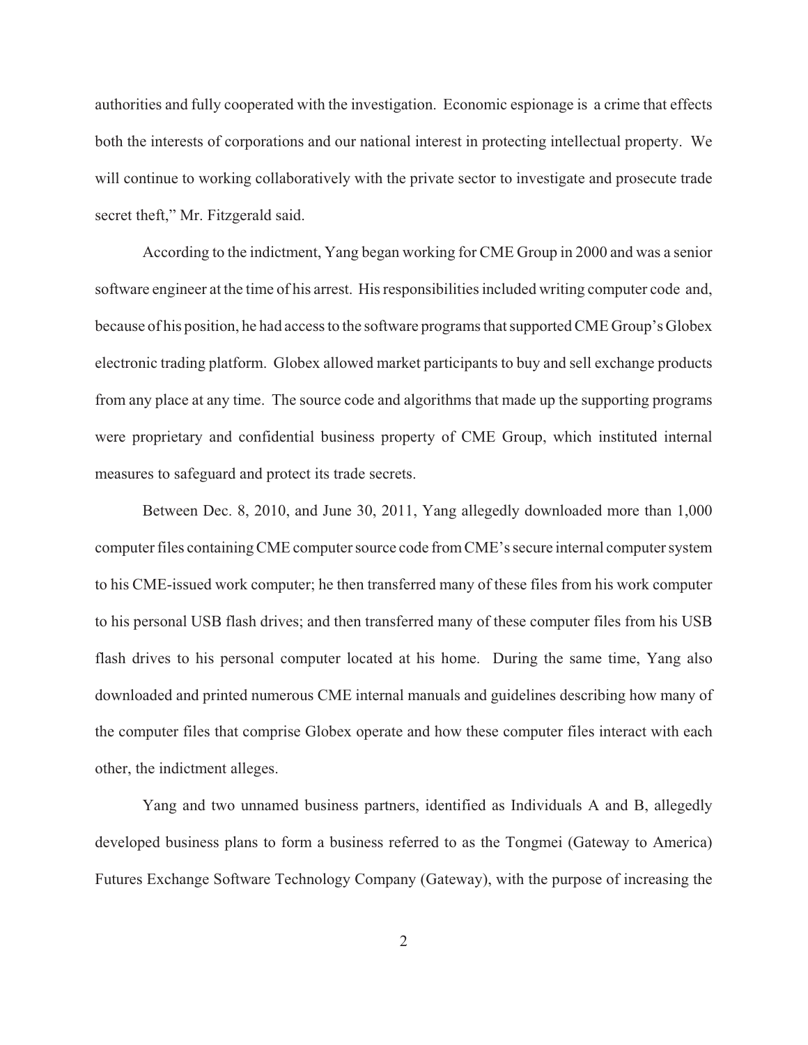authorities and fully cooperated with the investigation. Economic espionage is a crime that effects both the interests of corporations and our national interest in protecting intellectual property. We will continue to working collaboratively with the private sector to investigate and prosecute trade secret theft," Mr. Fitzgerald said.

According to the indictment, Yang began working for CME Group in 2000 and was a senior software engineer at the time of his arrest. His responsibilities included writing computer code and, because of his position, he had access to the software programs that supported CME Group's Globex electronic trading platform. Globex allowed market participants to buy and sell exchange products from any place at any time. The source code and algorithms that made up the supporting programs were proprietary and confidential business property of CME Group, which instituted internal measures to safeguard and protect its trade secrets.

Between Dec. 8, 2010, and June 30, 2011, Yang allegedly downloaded more than 1,000 computer files containing CME computer source code from CME's secure internal computer system to his CME-issued work computer; he then transferred many of these files from his work computer to his personal USB flash drives; and then transferred many of these computer files from his USB flash drives to his personal computer located at his home. During the same time, Yang also downloaded and printed numerous CME internal manuals and guidelines describing how many of the computer files that comprise Globex operate and how these computer files interact with each other, the indictment alleges.

Yang and two unnamed business partners, identified as Individuals A and B, allegedly developed business plans to form a business referred to as the Tongmei (Gateway to America) Futures Exchange Software Technology Company (Gateway), with the purpose of increasing the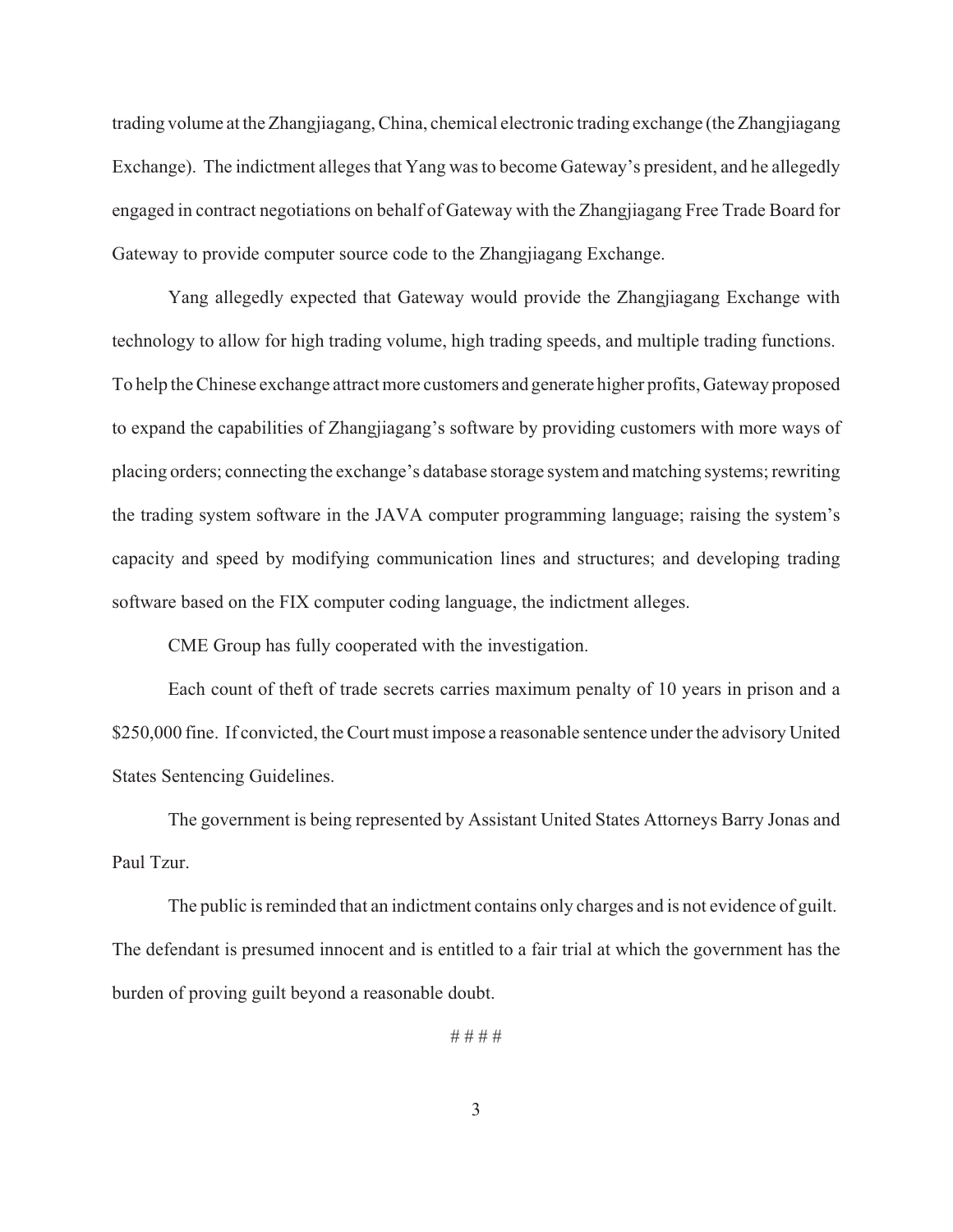trading volume at the Zhangjiagang, China, chemical electronic trading exchange (the Zhangjiagang Exchange). The indictment alleges that Yang was to become Gateway's president, and he allegedly engaged in contract negotiations on behalf of Gateway with the Zhangjiagang Free Trade Board for Gateway to provide computer source code to the Zhangjiagang Exchange.

Yang allegedly expected that Gateway would provide the Zhangjiagang Exchange with technology to allow for high trading volume, high trading speeds, and multiple trading functions. To help the Chinese exchange attract more customers and generate higher profits, Gateway proposed to expand the capabilities of Zhangjiagang's software by providing customers with more ways of placing orders; connecting the exchange's database storage system and matching systems; rewriting the trading system software in the JAVA computer programming language; raising the system's capacity and speed by modifying communication lines and structures; and developing trading software based on the FIX computer coding language, the indictment alleges.

CME Group has fully cooperated with the investigation.

Each count of theft of trade secrets carries maximum penalty of 10 years in prison and a $250,000 fine. If convicted, the Court must impose a reasonable sentence under the advisory United States Sentencing Guidelines.

The government is being represented by Assistant United States Attorneys Barry Jonas and Paul Tzur.

The public is reminded that an indictment contains only charges and is not evidence of guilt. The defendant is presumed innocent and is entitled to a fair trial at which the government has the burden of proving guilt beyond a reasonable doubt.

# # # #